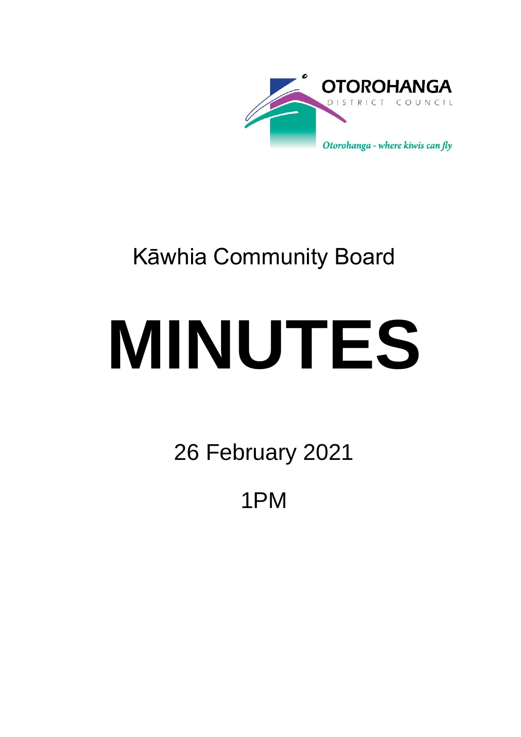OTOROHANGA DISTRICT COUNCIL

*Otorohanga - where kiwis can fly*

# Kāwhia Community Board

# MINUTES

26 February 2021

1PM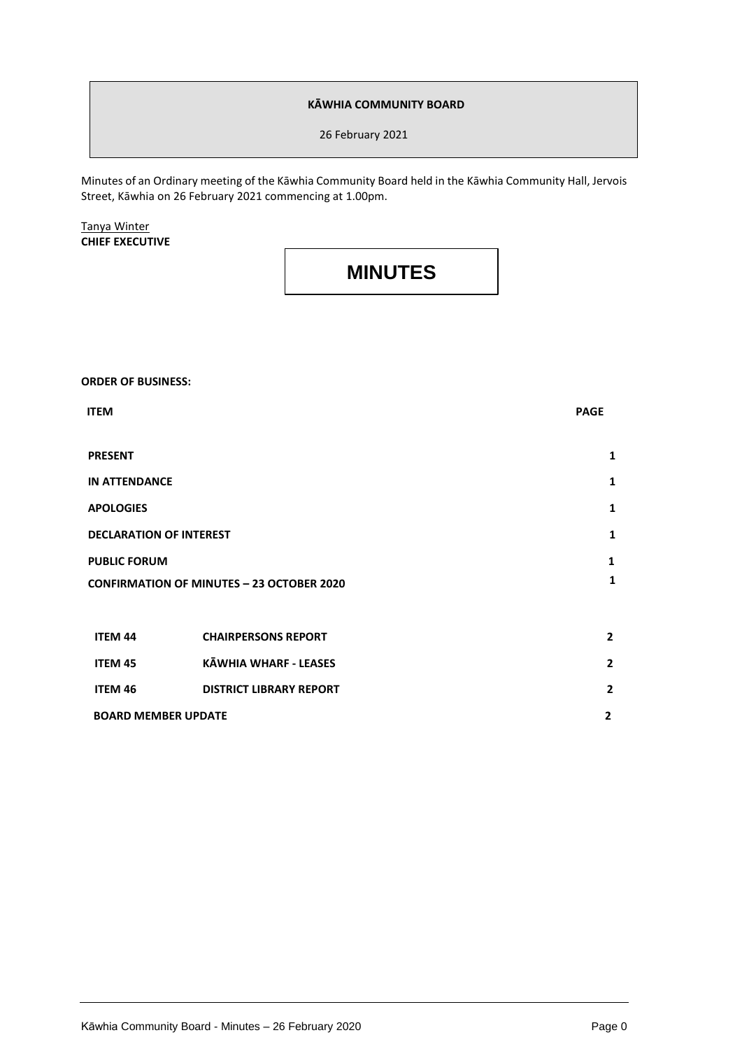**KĀWHIA COMMUNITY BOARD**

26 February 2021

Minutes of an Ordinary meeting of the Kāwhia Community Board held in the Kāwhia Community Hall, Jervois Street, Kāwhia on 26 February 2021 commencing at 1.00pm.

Tanya Winter
**CHIEF EXECUTIVE**

# MINUTES

**ORDER OF BUSINESS:**

| ITEM | | PAGE |
|---|---|---|
| **PRESENT** | | **1** |
| **IN ATTENDANCE** | | **1** |
| **APOLOGIES** | | **1** |
| **DECLARATION OF INTEREST** | | **1** |
| **PUBLIC FORUM** | | **1** |
| **CONFIRMATION OF MINUTES – 23 OCTOBER 2020** | | **1** |
| **ITEM 44** | **CHAIRPERSONS REPORT** | **2** |
| **ITEM 45** | **KĀWHIA WHARF - LEASES** | **2** |
| **ITEM 46** | **DISTRICT LIBRARY REPORT** | **2** |
| **BOARD MEMBER UPDATE** | | **2** |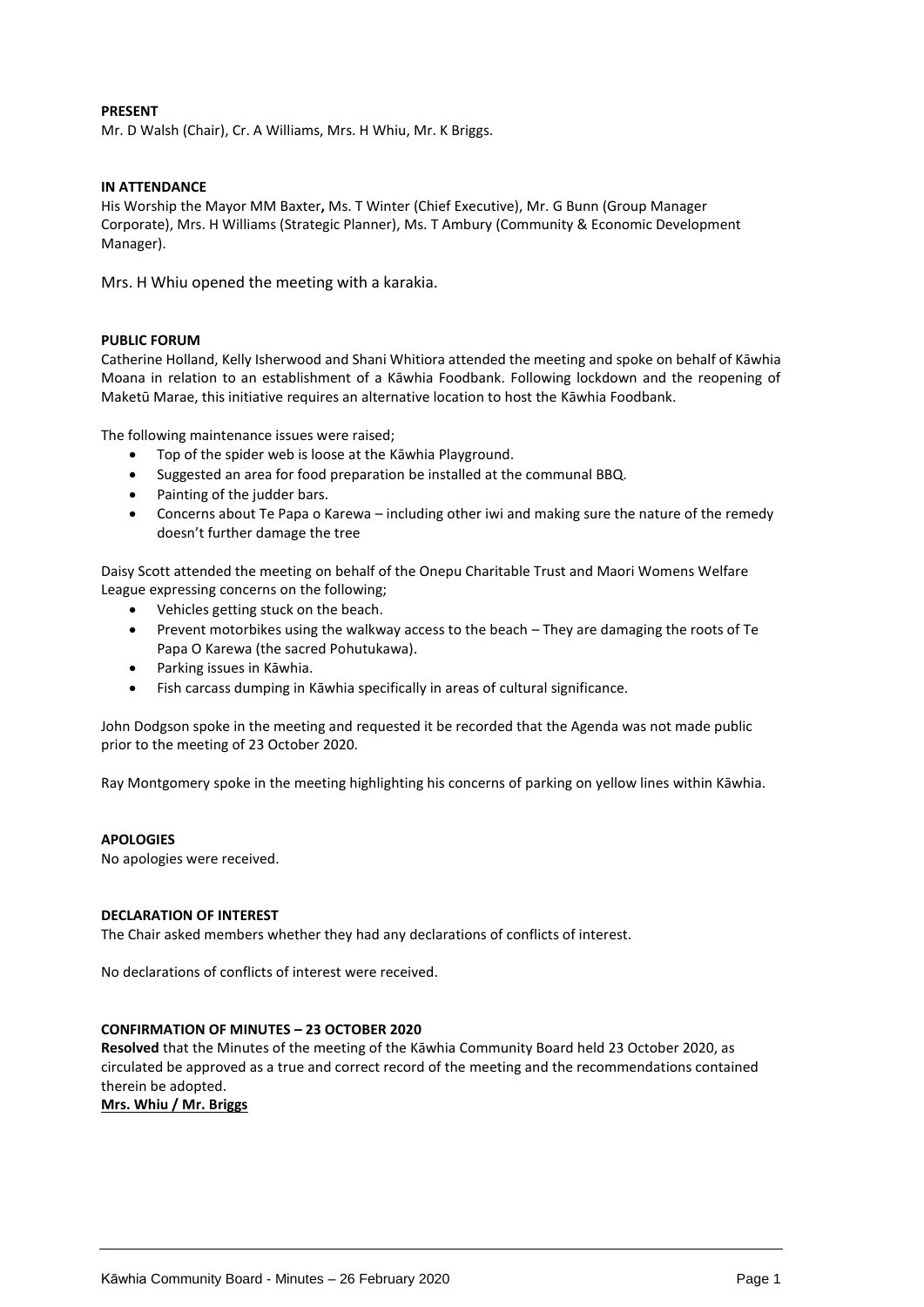**PRESENT**
Mr. D Walsh (Chair), Cr. A Williams, Mrs. H Whiu, Mr. K Briggs.

**IN ATTENDANCE**
His Worship the Mayor MM Baxter**,** Ms. T Winter (Chief Executive), Mr. G Bunn (Group Manager Corporate), Mrs. H Williams (Strategic Planner), Ms. T Ambury (Community & Economic Development Manager).

Mrs. H Whiu opened the meeting with a karakia.

**PUBLIC FORUM**
Catherine Holland, Kelly Isherwood and Shani Whitiora attended the meeting and spoke on behalf of Kāwhia Moana in relation to an establishment of a Kāwhia Foodbank. Following lockdown and the reopening of Maketū Marae, this initiative requires an alternative location to host the Kāwhia Foodbank.

The following maintenance issues were raised;

- Top of the spider web is loose at the Kāwhia Playground.
- Suggested an area for food preparation be installed at the communal BBQ.
- Painting of the judder bars.
- Concerns about Te Papa o Karewa – including other iwi and making sure the nature of the remedy doesn't further damage the tree

Daisy Scott attended the meeting on behalf of the Onepu Charitable Trust and Maori Womens Welfare League expressing concerns on the following;

- Vehicles getting stuck on the beach.
- Prevent motorbikes using the walkway access to the beach – They are damaging the roots of Te Papa O Karewa (the sacred Pohutukawa).
- Parking issues in Kāwhia.
- Fish carcass dumping in Kāwhia specifically in areas of cultural significance.

John Dodgson spoke in the meeting and requested it be recorded that the Agenda was not made public prior to the meeting of 23 October 2020.

Ray Montgomery spoke in the meeting highlighting his concerns of parking on yellow lines within Kāwhia.

**APOLOGIES**
No apologies were received.

**DECLARATION OF INTEREST**
The Chair asked members whether they had any declarations of conflicts of interest.

No declarations of conflicts of interest were received.

**CONFIRMATION OF MINUTES – 23 OCTOBER 2020**
**Resolved** that the Minutes of the meeting of the Kāwhia Community Board held 23 October 2020, as circulated be approved as a true and correct record of the meeting and the recommendations contained therein be adopted.
**Mrs. Whiu / Mr. Briggs**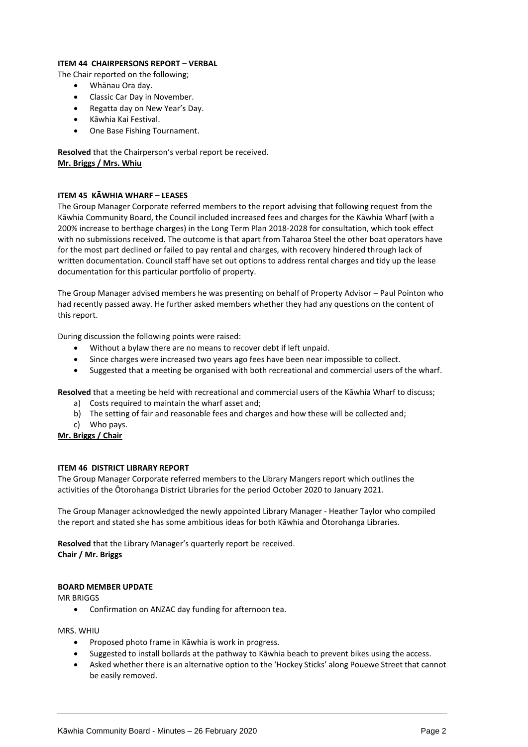**ITEM 44 CHAIRPERSONS REPORT – VERBAL**

The Chair reported on the following;

- Whānau Ora day.
- Classic Car Day in November.
- Regatta day on New Year's Day.
- Kāwhia Kai Festival.
- One Base Fishing Tournament.

**Resolved** that the Chairperson's verbal report be received.
**Mr. Briggs / Mrs. Whiu**

**ITEM 45 KĀWHIA WHARF – LEASES**

The Group Manager Corporate referred members to the report advising that following request from the Kāwhia Community Board, the Council included increased fees and charges for the Kāwhia Wharf (with a 200% increase to berthage charges) in the Long Term Plan 2018-2028 for consultation, which took effect with no submissions received. The outcome is that apart from Taharoa Steel the other boat operators have for the most part declined or failed to pay rental and charges, with recovery hindered through lack of written documentation. Council staff have set out options to address rental charges and tidy up the lease documentation for this particular portfolio of property.

The Group Manager advised members he was presenting on behalf of Property Advisor – Paul Pointon who had recently passed away. He further asked members whether they had any questions on the content of this report.

During discussion the following points were raised:

- Without a bylaw there are no means to recover debt if left unpaid.
- Since charges were increased two years ago fees have been near impossible to collect.
- Suggested that a meeting be organised with both recreational and commercial users of the wharf.

**Resolved** that a meeting be held with recreational and commercial users of the Kāwhia Wharf to discuss;

a) Costs required to maintain the wharf asset and;
b) The setting of fair and reasonable fees and charges and how these will be collected and;
c) Who pays.

**Mr. Briggs / Chair**

**ITEM 46 DISTRICT LIBRARY REPORT**

The Group Manager Corporate referred members to the Library Mangers report which outlines the activities of the Ōtorohanga District Libraries for the period October 2020 to January 2021.

The Group Manager acknowledged the newly appointed Library Manager - Heather Taylor who compiled the report and stated she has some ambitious ideas for both Kāwhia and Ōtorohanga Libraries.

**Resolved** that the Library Manager's quarterly report be received.
**Chair / Mr. Briggs**

**BOARD MEMBER UPDATE**

MR BRIGGS

- Confirmation on ANZAC day funding for afternoon tea.

MRS. WHIU

- Proposed photo frame in Kāwhia is work in progress.
- Suggested to install bollards at the pathway to Kāwhia beach to prevent bikes using the access.
- Asked whether there is an alternative option to the 'Hockey Sticks' along Pouewe Street that cannot be easily removed.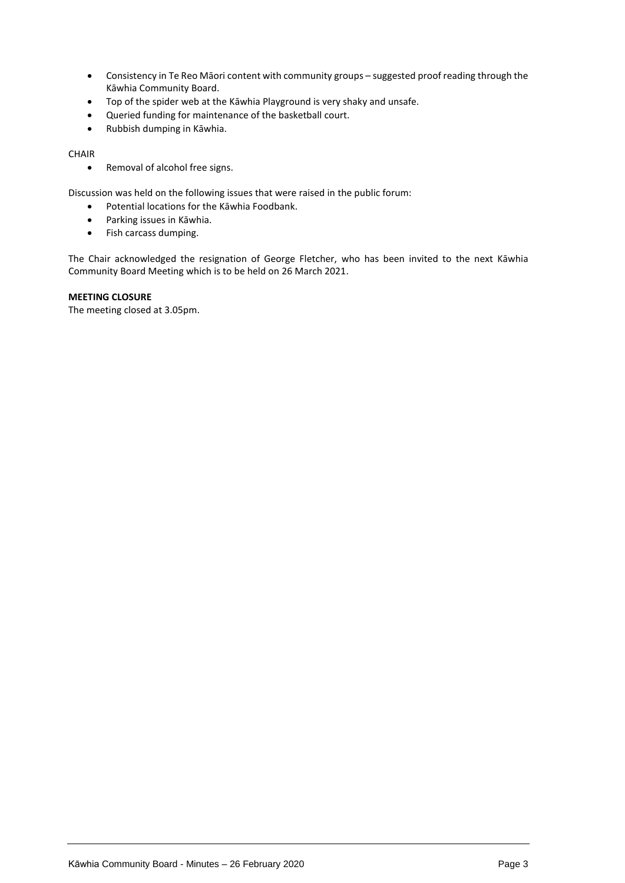- Consistency in Te Reo Māori content with community groups – suggested proof reading through the Kāwhia Community Board.
- Top of the spider web at the Kāwhia Playground is very shaky and unsafe.
- Queried funding for maintenance of the basketball court.
- Rubbish dumping in Kāwhia.

CHAIR

- Removal of alcohol free signs.

Discussion was held on the following issues that were raised in the public forum:

- Potential locations for the Kāwhia Foodbank.
- Parking issues in Kāwhia.
- Fish carcass dumping.

The Chair acknowledged the resignation of George Fletcher, who has been invited to the next Kāwhia Community Board Meeting which is to be held on 26 March 2021.

**MEETING CLOSURE**

The meeting closed at 3.05pm.